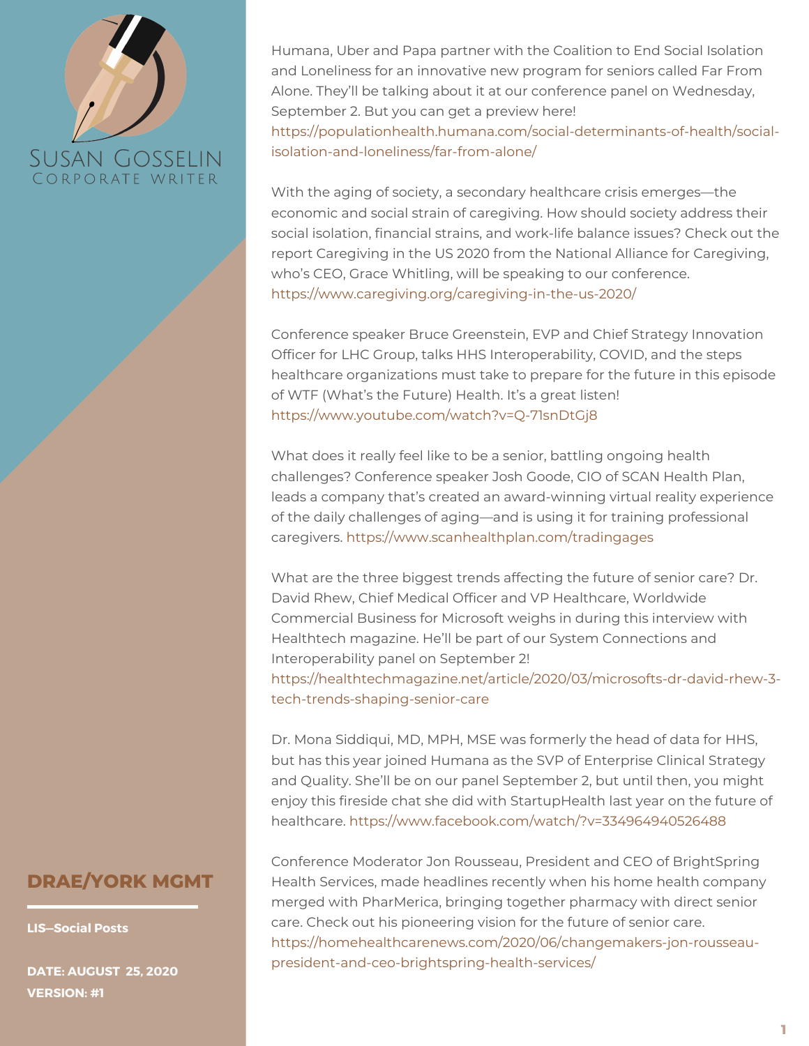SUSAN GOSSELIN
CORPORATE WRITER

**DRAE/YORK MGMT**

**LIS—Social Posts**

**DATE: AUGUST 25, 2020**
**VERSION: #1**

Humana, Uber and Papa partner with the Coalition to End Social Isolation and Loneliness for an innovative new program for seniors called Far From Alone. They'll be talking about it at our conference panel on Wednesday, September 2. But you can get a preview here! https://populationhealth.humana.com/social-determinants-of-health/social-isolation-and-loneliness/far-from-alone/

With the aging of society, a secondary healthcare crisis emerges—the economic and social strain of caregiving. How should society address their social isolation, financial strains, and work-life balance issues? Check out the report Caregiving in the US 2020 from the National Alliance for Caregiving, who's CEO, Grace Whitling, will be speaking to our conference. https://www.caregiving.org/caregiving-in-the-us-2020/

Conference speaker Bruce Greenstein, EVP and Chief Strategy Innovation Officer for LHC Group, talks HHS Interoperability, COVID, and the steps healthcare organizations must take to prepare for the future in this episode of WTF (What's the Future) Health. It's a great listen! https://www.youtube.com/watch?v=Q-71snDtGj8

What does it really feel like to be a senior, battling ongoing health challenges? Conference speaker Josh Goode, CIO of SCAN Health Plan, leads a company that's created an award-winning virtual reality experience of the daily challenges of aging—and is using it for training professional caregivers. https://www.scanhealthplan.com/tradingages

What are the three biggest trends affecting the future of senior care? Dr. David Rhew, Chief Medical Officer and VP Healthcare, Worldwide Commercial Business for Microsoft weighs in during this interview with Healthtech magazine. He'll be part of our System Connections and Interoperability panel on September 2! https://healthtechmagazine.net/article/2020/03/microsofts-dr-david-rhew-3-tech-trends-shaping-senior-care

Dr. Mona Siddiqui, MD, MPH, MSE was formerly the head of data for HHS, but has this year joined Humana as the SVP of Enterprise Clinical Strategy and Quality. She'll be on our panel September 2, but until then, you might enjoy this fireside chat she did with StartupHealth last year on the future of healthcare. https://www.facebook.com/watch/?v=334964940526488

Conference Moderator Jon Rousseau, President and CEO of BrightSpring Health Services, made headlines recently when his home health company merged with PharMerica, bringing together pharmacy with direct senior care. Check out his pioneering vision for the future of senior care. https://homehealthcarenews.com/2020/06/changemakers-jon-rousseau-president-and-ceo-brightspring-health-services/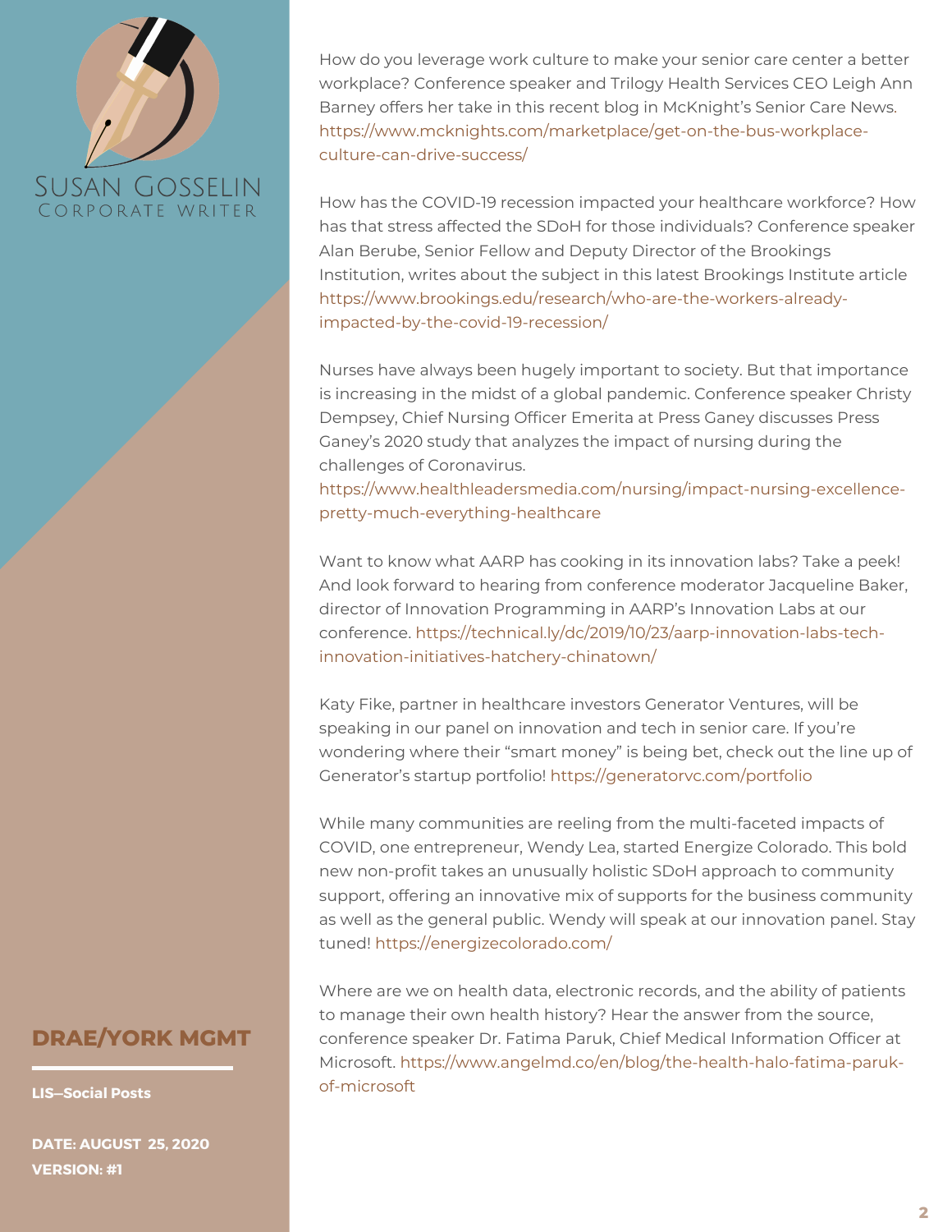SUSAN GOSSELIN
CORPORATE WRITER

How do you leverage work culture to make your senior care center a better workplace? Conference speaker and Trilogy Health Services CEO Leigh Ann Barney offers her take in this recent blog in McKnight's Senior Care News. https://www.mcknights.com/marketplace/get-on-the-bus-workplace-culture-can-drive-success/

How has the COVID-19 recession impacted your healthcare workforce? How has that stress affected the SDoH for those individuals? Conference speaker Alan Berube, Senior Fellow and Deputy Director of the Brookings Institution, writes about the subject in this latest Brookings Institute article https://www.brookings.edu/research/who-are-the-workers-already-impacted-by-the-covid-19-recession/

Nurses have always been hugely important to society. But that importance is increasing in the midst of a global pandemic. Conference speaker Christy Dempsey, Chief Nursing Officer Emerita at Press Ganey discusses Press Ganey's 2020 study that analyzes the impact of nursing during the challenges of Coronavirus. https://www.healthleadersmedia.com/nursing/impact-nursing-excellence-pretty-much-everything-healthcare

Want to know what AARP has cooking in its innovation labs? Take a peek! And look forward to hearing from conference moderator Jacqueline Baker, director of Innovation Programming in AARP's Innovation Labs at our conference. https://technical.ly/dc/2019/10/23/aarp-innovation-labs-tech-innovation-initiatives-hatchery-chinatown/

Katy Fike, partner in healthcare investors Generator Ventures, will be speaking in our panel on innovation and tech in senior care. If you're wondering where their "smart money" is being bet, check out the line up of Generator's startup portfolio! https://generatorvc.com/portfolio

While many communities are reeling from the multi-faceted impacts of COVID, one entrepreneur, Wendy Lea, started Energize Colorado. This bold new non-profit takes an unusually holistic SDoH approach to community support, offering an innovative mix of supports for the business community as well as the general public. Wendy will speak at our innovation panel. Stay tuned! https://energizecolorado.com/

Where are we on health data, electronic records, and the ability of patients to manage their own health history? Hear the answer from the source, conference speaker Dr. Fatima Paruk, Chief Medical Information Officer at Microsoft. https://www.angelmd.co/en/blog/the-health-halo-fatima-paruk-of-microsoft

**DRAE/YORK MGMT**

**LIS–Social Posts**

**DATE: AUGUST 25, 2020**
**VERSION: #1**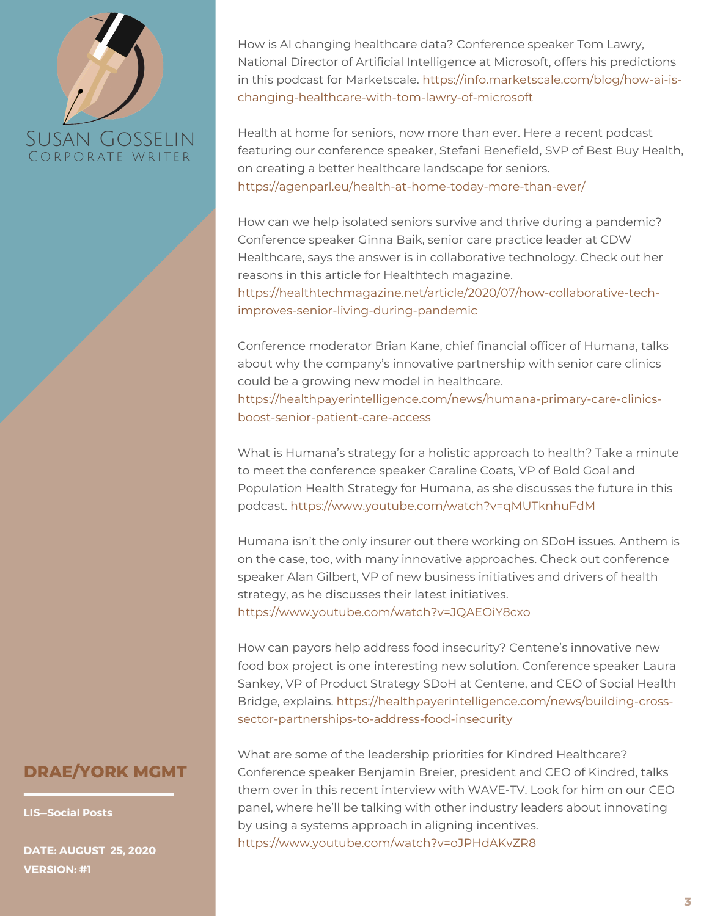How is AI changing healthcare data? Conference speaker Tom Lawry, National Director of Artificial Intelligence at Microsoft, offers his predictions in this podcast for Marketscale. https://info.marketscale.com/blog/how-ai-is-changing-healthcare-with-tom-lawry-of-microsoft

Health at home for seniors, now more than ever. Here a recent podcast featuring our conference speaker, Stefani Benefield, SVP of Best Buy Health, on creating a better healthcare landscape for seniors. https://agenparl.eu/health-at-home-today-more-than-ever/

How can we help isolated seniors survive and thrive during a pandemic? Conference speaker Ginna Baik, senior care practice leader at CDW Healthcare, says the answer is in collaborative technology. Check out her reasons in this article for Healthtech magazine. https://healthtechmagazine.net/article/2020/07/how-collaborative-tech-improves-senior-living-during-pandemic

Conference moderator Brian Kane, chief financial officer of Humana, talks about why the company's innovative partnership with senior care clinics could be a growing new model in healthcare. https://healthpayerintelligence.com/news/humana-primary-care-clinics-boost-senior-patient-care-access

What is Humana's strategy for a holistic approach to health? Take a minute to meet the conference speaker Caraline Coats, VP of Bold Goal and Population Health Strategy for Humana, as she discusses the future in this podcast. https://www.youtube.com/watch?v=qMUTknhuFdM

Humana isn't the only insurer out there working on SDoH issues. Anthem is on the case, too, with many innovative approaches. Check out conference speaker Alan Gilbert, VP of new business initiatives and drivers of health strategy, as he discusses their latest initiatives. https://www.youtube.com/watch?v=JQAEOiY8cxo

How can payors help address food insecurity? Centene's innovative new food box project is one interesting new solution. Conference speaker Laura Sankey, VP of Product Strategy SDoH at Centene, and CEO of Social Health Bridge, explains. https://healthpayerintelligence.com/news/building-cross-sector-partnerships-to-address-food-insecurity

What are some of the leadership priorities for Kindred Healthcare? Conference speaker Benjamin Breier, president and CEO of Kindred, talks them over in this recent interview with WAVE-TV. Look for him on our CEO panel, where he'll be talking with other industry leaders about innovating by using a systems approach in aligning incentives. https://www.youtube.com/watch?v=oJPHdAKvZR8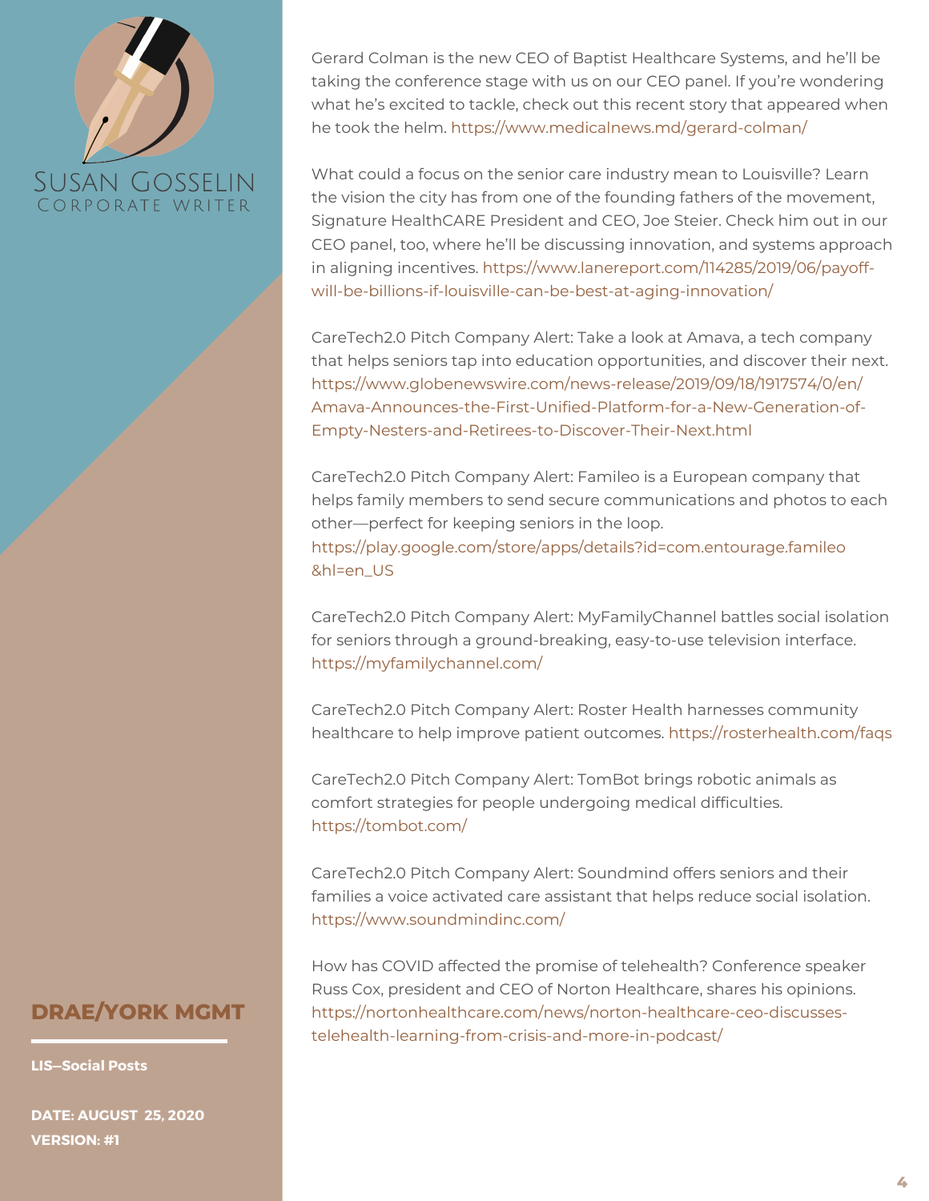Gerard Colman is the new CEO of Baptist Healthcare Systems, and he'll be taking the conference stage with us on our CEO panel. If you're wondering what he's excited to tackle, check out this recent story that appeared when he took the helm. https://www.medicalnews.md/gerard-colman/

What could a focus on the senior care industry mean to Louisville? Learn the vision the city has from one of the founding fathers of the movement, Signature HealthCARE President and CEO, Joe Steier. Check him out in our CEO panel, too, where he'll be discussing innovation, and systems approach in aligning incentives. https://www.lanereport.com/114285/2019/06/payoff-will-be-billions-if-louisville-can-be-best-at-aging-innovation/

CareTech2.0 Pitch Company Alert: Take a look at Amava, a tech company that helps seniors tap into education opportunities, and discover their next. https://www.globenewswire.com/news-release/2019/09/18/1917574/0/en/Amava-Announces-the-First-Unified-Platform-for-a-New-Generation-of-Empty-Nesters-and-Retirees-to-Discover-Their-Next.html

CareTech2.0 Pitch Company Alert: Famileo is a European company that helps family members to send secure communications and photos to each other—perfect for keeping seniors in the loop. https://play.google.com/store/apps/details?id=com.entourage.famileo&hl=en_US

CareTech2.0 Pitch Company Alert: MyFamilyChannel battles social isolation for seniors through a ground-breaking, easy-to-use television interface. https://myfamilychannel.com/

CareTech2.0 Pitch Company Alert: Roster Health harnesses community healthcare to help improve patient outcomes. https://rosterhealth.com/faqs

CareTech2.0 Pitch Company Alert: TomBot brings robotic animals as comfort strategies for people undergoing medical difficulties. https://tombot.com/

CareTech2.0 Pitch Company Alert: Soundmind offers seniors and their families a voice activated care assistant that helps reduce social isolation. https://www.soundmindinc.com/

How has COVID affected the promise of telehealth? Conference speaker Russ Cox, president and CEO of Norton Healthcare, shares his opinions. https://nortonhealthcare.com/news/norton-healthcare-ceo-discusses-telehealth-learning-from-crisis-and-more-in-podcast/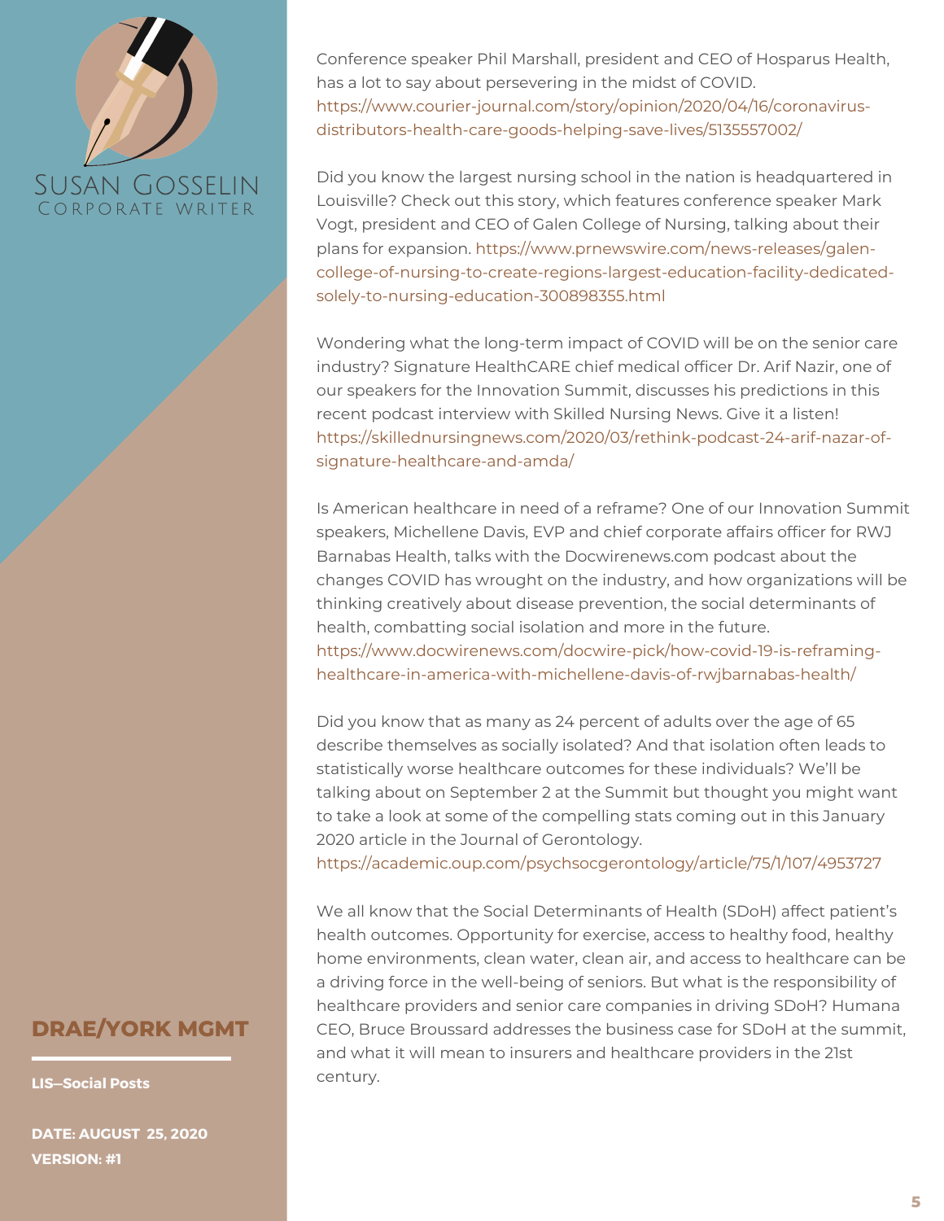SUSAN GOSSELIN
CORPORATE WRITER

Conference speaker Phil Marshall, president and CEO of Hosparus Health, has a lot to say about persevering in the midst of COVID. https://www.courier-journal.com/story/opinion/2020/04/16/coronavirus-distributors-health-care-goods-helping-save-lives/5135557002/

Did you know the largest nursing school in the nation is headquartered in Louisville? Check out this story, which features conference speaker Mark Vogt, president and CEO of Galen College of Nursing, talking about their plans for expansion. https://www.prnewswire.com/news-releases/galen-college-of-nursing-to-create-regions-largest-education-facility-dedicated-solely-to-nursing-education-300898355.html

Wondering what the long-term impact of COVID will be on the senior care industry? Signature HealthCARE chief medical officer Dr. Arif Nazir, one of our speakers for the Innovation Summit, discusses his predictions in this recent podcast interview with Skilled Nursing News. Give it a listen! https://skillednursingnews.com/2020/03/rethink-podcast-24-arif-nazar-of-signature-healthcare-and-amda/

Is American healthcare in need of a reframe? One of our Innovation Summit speakers, Michellene Davis, EVP and chief corporate affairs officer for RWJ Barnabas Health, talks with the Docwirenews.com podcast about the changes COVID has wrought on the industry, and how organizations will be thinking creatively about disease prevention, the social determinants of health, combatting social isolation and more in the future. https://www.docwirenews.com/docwire-pick/how-covid-19-is-reframing-healthcare-in-america-with-michellene-davis-of-rwjbarnabas-health/

Did you know that as many as 24 percent of adults over the age of 65 describe themselves as socially isolated? And that isolation often leads to statistically worse healthcare outcomes for these individuals? We'll be talking about on September 2 at the Summit but thought you might want to take a look at some of the compelling stats coming out in this January 2020 article in the Journal of Gerontology. https://academic.oup.com/psychsocgerontology/article/75/1/107/4953727

We all know that the Social Determinants of Health (SDoH) affect patient's health outcomes. Opportunity for exercise, access to healthy food, healthy home environments, clean water, clean air, and access to healthcare can be a driving force in the well-being of seniors. But what is the responsibility of healthcare providers and senior care companies in driving SDoH? Humana CEO, Bruce Broussard addresses the business case for SDoH at the summit, and what it will mean to insurers and healthcare providers in the 21st century.

**DRAE/YORK MGMT**

**LIS—Social Posts**

**DATE: AUGUST 25, 2020**
**VERSION: #1**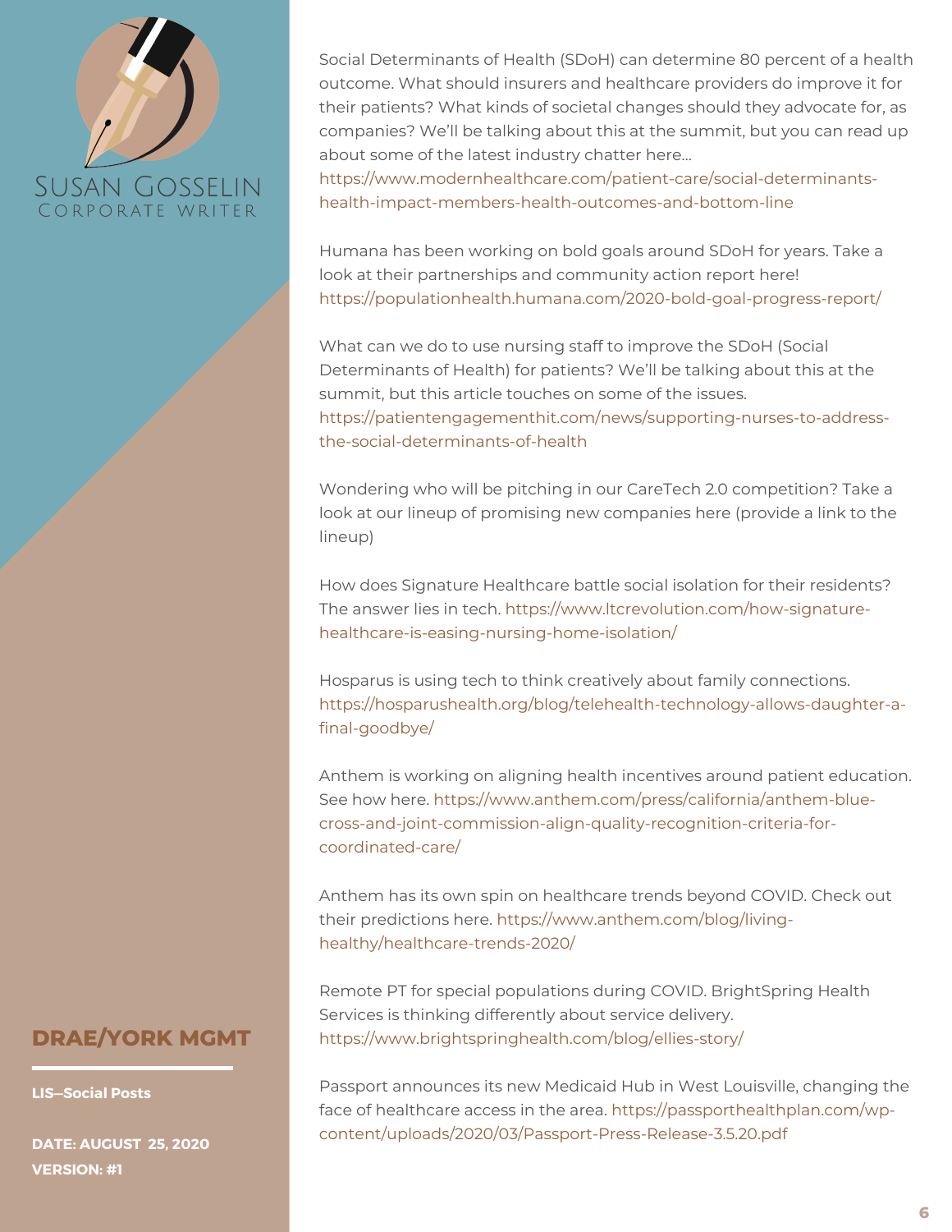Susan Gosselin
Corporate Writer

## DRAE/YORK MGMT

**LIS—Social Posts**

**DATE: AUGUST 25, 2020**
**VERSION: #1**

Social Determinants of Health (SDoH) can determine 80 percent of a health outcome. What should insurers and healthcare providers do improve it for their patients? What kinds of societal changes should they advocate for, as companies? We'll be talking about this at the summit, but you can read up about some of the latest industry chatter here… https://www.modernhealthcare.com/patient-care/social-determinants-health-impact-members-health-outcomes-and-bottom-line

Humana has been working on bold goals around SDoH for years. Take a look at their partnerships and community action report here! https://populationhealth.humana.com/2020-bold-goal-progress-report/

What can we do to use nursing staff to improve the SDoH (Social Determinants of Health) for patients? We'll be talking about this at the summit, but this article touches on some of the issues. https://patientengagementhit.com/news/supporting-nurses-to-address-the-social-determinants-of-health

Wondering who will be pitching in our CareTech 2.0 competition? Take a look at our lineup of promising new companies here (provide a link to the lineup)

How does Signature Healthcare battle social isolation for their residents? The answer lies in tech. https://www.ltcrevolution.com/how-signature-healthcare-is-easing-nursing-home-isolation/

Hosparus is using tech to think creatively about family connections. https://hosparushealth.org/blog/telehealth-technology-allows-daughter-a-final-goodbye/

Anthem is working on aligning health incentives around patient education. See how here. https://www.anthem.com/press/california/anthem-blue-cross-and-joint-commission-align-quality-recognition-criteria-for-coordinated-care/

Anthem has its own spin on healthcare trends beyond COVID. Check out their predictions here. https://www.anthem.com/blog/living-healthy/healthcare-trends-2020/

Remote PT for special populations during COVID. BrightSpring Health Services is thinking differently about service delivery. https://www.brightspringhealth.com/blog/ellies-story/

Passport announces its new Medicaid Hub in West Louisville, changing the face of healthcare access in the area. https://passporthealthplan.com/wp-content/uploads/2020/03/Passport-Press-Release-3.5.20.pdf